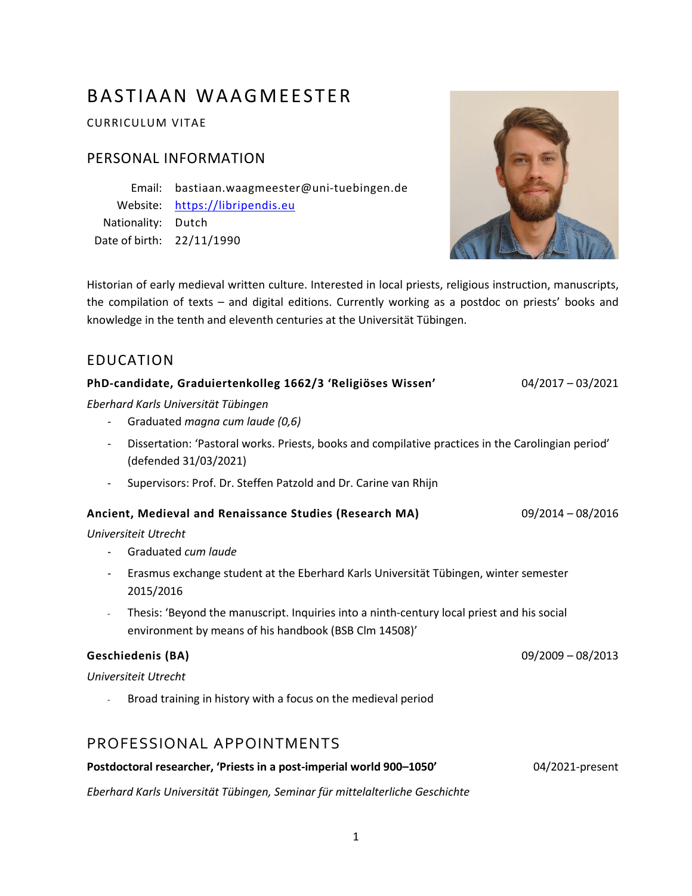# BASTIAAN WAAGMEESTER

CURRICULUM VITAE

## PERSONAL INFORMATION

Email: bastiaan.waagmeester@uni-tuebingen.de
Website: [https://libripendis.eu](https://libripendis.eu)
Nationality: Dutch
Date of birth: 22/11/1990

Historian of early medieval written culture. Interested in local priests, religious instruction, manuscripts, the compilation of texts – and digital editions. Currently working as a postdoc on priests' books and knowledge in the tenth and eleventh centuries at the Universität Tübingen.

## EDUCATION

**PhD-candidate, Graduiertenkolleg 1662/3 'Religiöses Wissen'** 04/2017 – 03/2021

*Eberhard Karls Universität Tübingen*

- Graduated *magna cum laude (0,6)*
- Dissertation: 'Pastoral works. Priests, books and compilative practices in the Carolingian period' (defended 31/03/2021)
- Supervisors: Prof. Dr. Steffen Patzold and Dr. Carine van Rhijn

**Ancient, Medieval and Renaissance Studies (Research MA)** 09/2014 – 08/2016

*Universiteit Utrecht*

- Graduated *cum laude*
- Erasmus exchange student at the Eberhard Karls Universität Tübingen, winter semester 2015/2016
- Thesis: 'Beyond the manuscript. Inquiries into a ninth-century local priest and his social environment by means of his handbook (BSB Clm 14508)'

**Geschiedenis (BA)** 09/2009 – 08/2013

*Universiteit Utrecht*

- Broad training in history with a focus on the medieval period

## PROFESSIONAL APPOINTMENTS

**Postdoctoral researcher, 'Priests in a post-imperial world 900–1050'** 04/2021-present

*Eberhard Karls Universität Tübingen, Seminar für mittelalterliche Geschichte*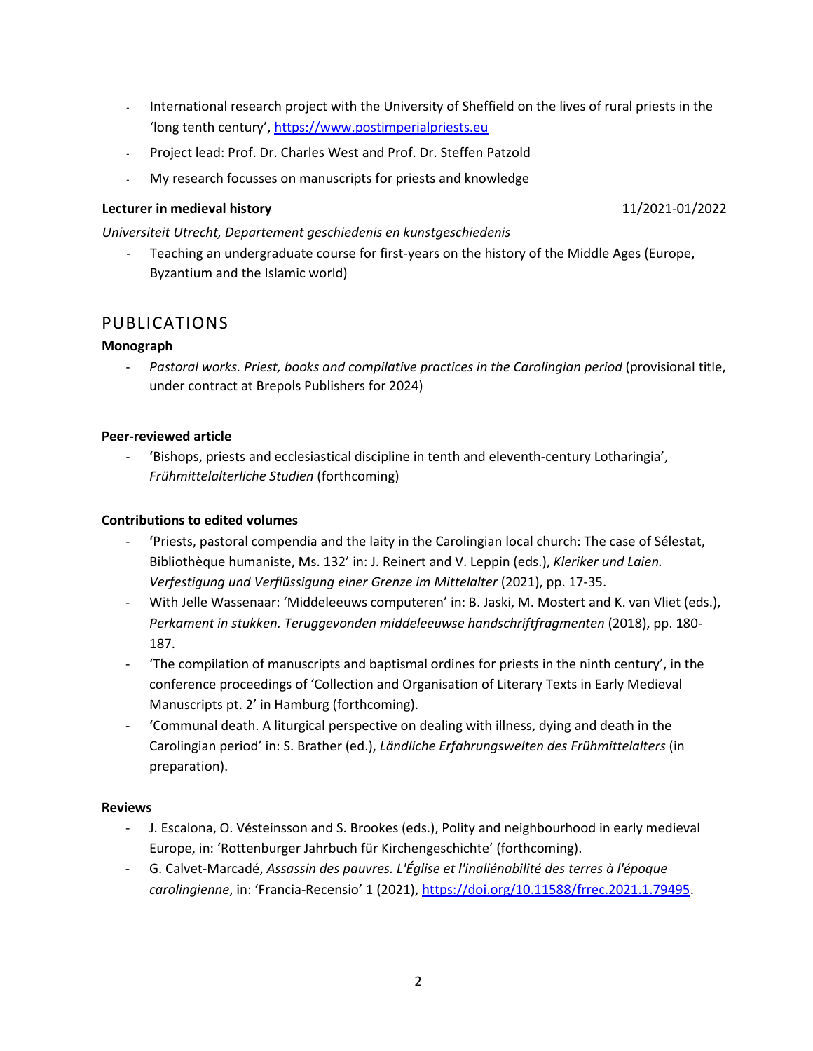- International research project with the University of Sheffield on the lives of rural priests in the 'long tenth century', https://www.postimperialpriests.eu
- Project lead: Prof. Dr. Charles West and Prof. Dr. Steffen Patzold
- My research focusses on manuscripts for priests and knowledge

**Lecturer in medieval history** 11/2021-01/2022

*Universiteit Utrecht, Departement geschiedenis en kunstgeschiedenis*

- Teaching an undergraduate course for first-years on the history of the Middle Ages (Europe, Byzantium and the Islamic world)

## PUBLICATIONS

**Monograph**

- *Pastoral works. Priest, books and compilative practices in the Carolingian period* (provisional title, under contract at Brepols Publishers for 2024)

**Peer-reviewed article**

- 'Bishops, priests and ecclesiastical discipline in tenth and eleventh-century Lotharingia', *Frühmittelalterliche Studien* (forthcoming)

**Contributions to edited volumes**

- 'Priests, pastoral compendia and the laity in the Carolingian local church: The case of Sélestat, Bibliothèque humaniste, Ms. 132' in: J. Reinert and V. Leppin (eds.), *Kleriker und Laien. Verfestigung und Verflüssigung einer Grenze im Mittelalter* (2021), pp. 17-35.
- With Jelle Wassenaar: 'Middeleeuws computeren' in: B. Jaski, M. Mostert and K. van Vliet (eds.), *Perkament in stukken. Teruggevonden middeleeuwse handschriftfragmenten* (2018), pp. 180-187.
- 'The compilation of manuscripts and baptismal ordines for priests in the ninth century', in the conference proceedings of 'Collection and Organisation of Literary Texts in Early Medieval Manuscripts pt. 2' in Hamburg (forthcoming).
- 'Communal death. A liturgical perspective on dealing with illness, dying and death in the Carolingian period' in: S. Brather (ed.), *Ländliche Erfahrungswelten des Frühmittelalters* (in preparation).

**Reviews**

- J. Escalona, O. Vésteinsson and S. Brookes (eds.), Polity and neighbourhood in early medieval Europe, in: 'Rottenburger Jahrbuch für Kirchengeschichte' (forthcoming).
- G. Calvet-Marcadé, *Assassin des pauvres. L'Église et l'inaliénabilité des terres à l'époque carolingienne*, in: 'Francia-Recensio' 1 (2021), https://doi.org/10.11588/frrec.2021.1.79495.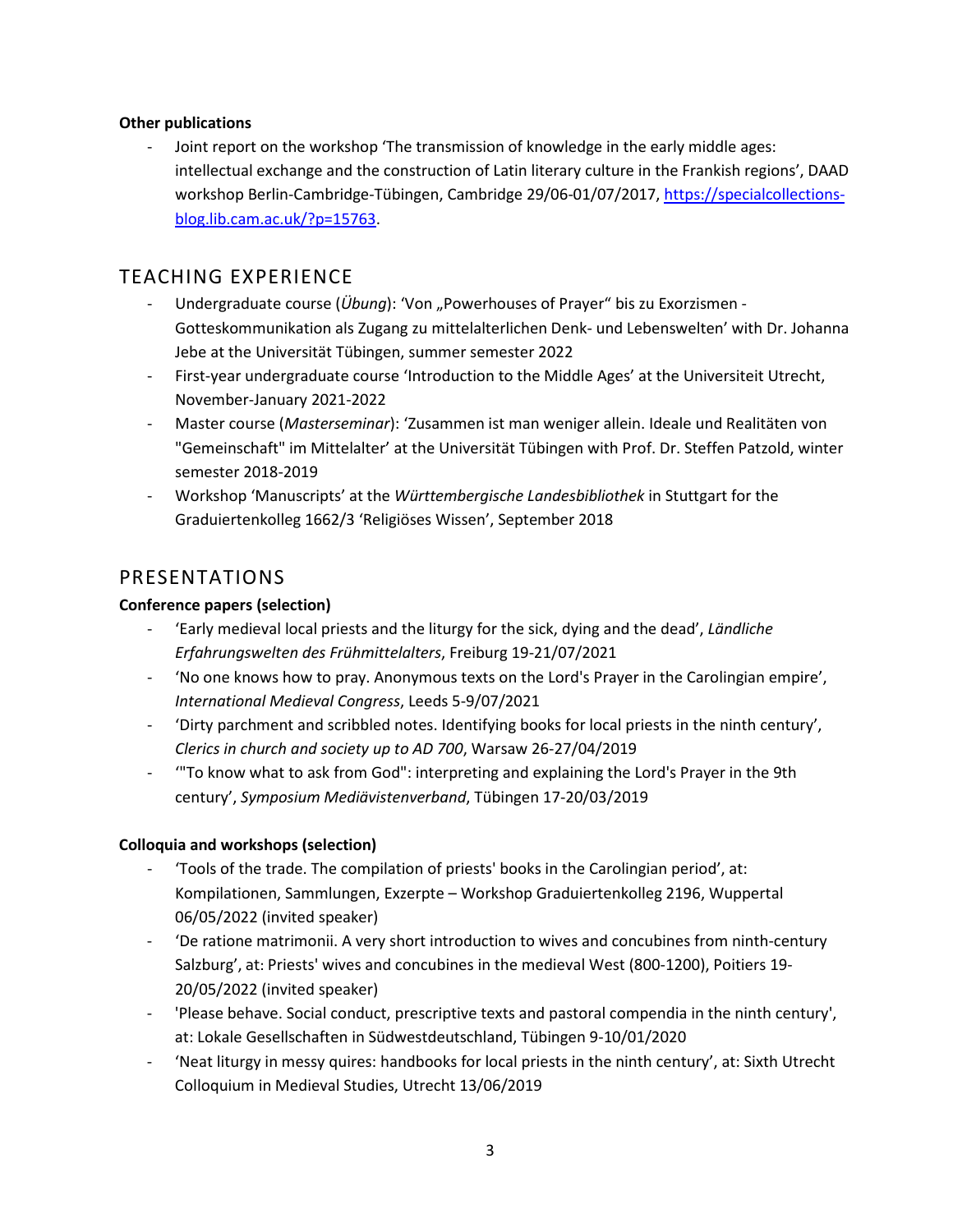**Other publications**

- Joint report on the workshop 'The transmission of knowledge in the early middle ages: intellectual exchange and the construction of Latin literary culture in the Frankish regions', DAAD workshop Berlin-Cambridge-Tübingen, Cambridge 29/06-01/07/2017, [https://specialcollections-blog.lib.cam.ac.uk/?p=15763](https://specialcollections-blog.lib.cam.ac.uk/?p=15763).

## TEACHING EXPERIENCE

- Undergraduate course (*Übung*): 'Von „Powerhouses of Prayer" bis zu Exorzismen - Gotteskommunikation als Zugang zu mittelalterlichen Denk- und Lebenswelten' with Dr. Johanna Jebe at the Universität Tübingen, summer semester 2022
- First-year undergraduate course 'Introduction to the Middle Ages' at the Universiteit Utrecht, November-January 2021-2022
- Master course (*Masterseminar*): 'Zusammen ist man weniger allein. Ideale und Realitäten von "Gemeinschaft" im Mittelalter' at the Universität Tübingen with Prof. Dr. Steffen Patzold, winter semester 2018-2019
- Workshop 'Manuscripts' at the *Württembergische Landesbibliothek* in Stuttgart for the Graduiertenkolleg 1662/3 'Religiöses Wissen', September 2018

## PRESENTATIONS

**Conference papers (selection)**

- 'Early medieval local priests and the liturgy for the sick, dying and the dead', *Ländliche Erfahrungswelten des Frühmittelalters*, Freiburg 19-21/07/2021
- 'No one knows how to pray. Anonymous texts on the Lord's Prayer in the Carolingian empire', *International Medieval Congress*, Leeds 5-9/07/2021
- 'Dirty parchment and scribbled notes. Identifying books for local priests in the ninth century', *Clerics in church and society up to AD 700*, Warsaw 26-27/04/2019
- '"To know what to ask from God": interpreting and explaining the Lord's Prayer in the 9th century', *Symposium Mediävistenverband*, Tübingen 17-20/03/2019

**Colloquia and workshops (selection)**

- 'Tools of the trade. The compilation of priests' books in the Carolingian period', at: Kompilationen, Sammlungen, Exzerpte – Workshop Graduiertenkolleg 2196, Wuppertal 06/05/2022 (invited speaker)
- 'De ratione matrimonii. A very short introduction to wives and concubines from ninth-century Salzburg', at: Priests' wives and concubines in the medieval West (800-1200), Poitiers 19-20/05/2022 (invited speaker)
- 'Please behave. Social conduct, prescriptive texts and pastoral compendia in the ninth century', at: Lokale Gesellschaften in Südwestdeutschland, Tübingen 9-10/01/2020
- 'Neat liturgy in messy quires: handbooks for local priests in the ninth century', at: Sixth Utrecht Colloquium in Medieval Studies, Utrecht 13/06/2019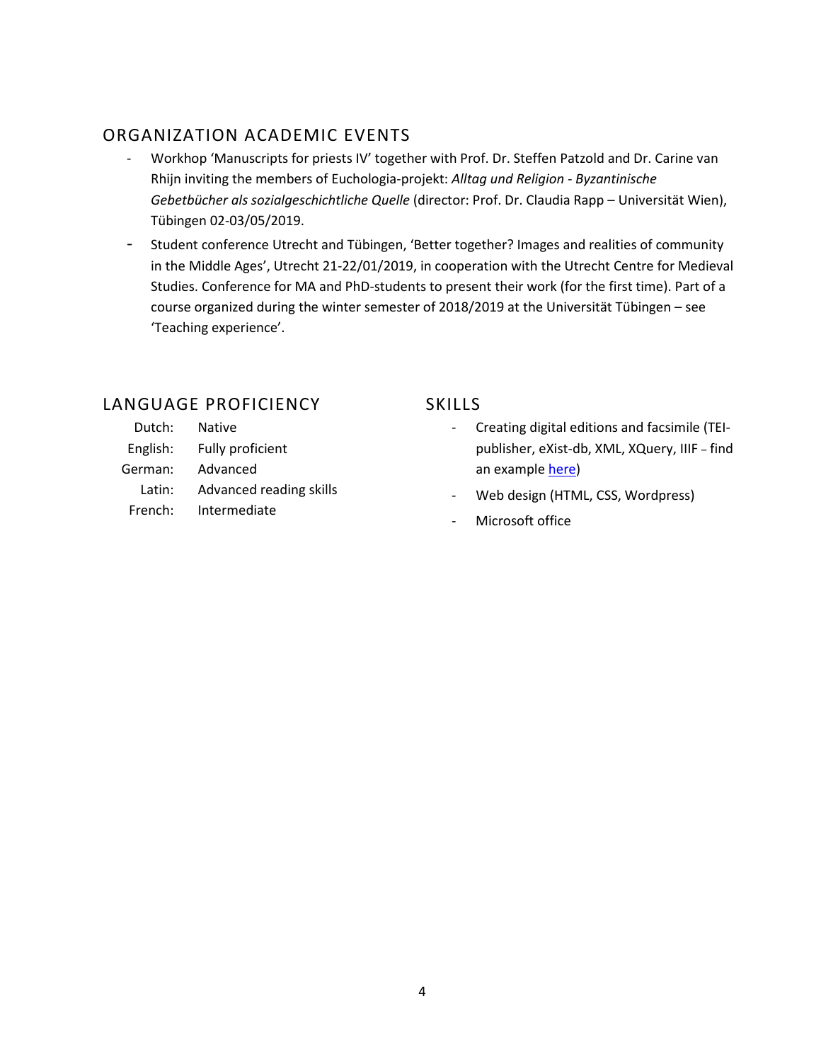## ORGANIZATION ACADEMIC EVENTS

- Workhop 'Manuscripts for priests IV' together with Prof. Dr. Steffen Patzold and Dr. Carine van Rhijn inviting the members of Euchologia-projekt: *Alltag und Religion - Byzantinische Gebetbücher als sozialgeschichtliche Quelle* (director: Prof. Dr. Claudia Rapp – Universität Wien), Tübingen 02-03/05/2019.
- Student conference Utrecht and Tübingen, 'Better together? Images and realities of community in the Middle Ages', Utrecht 21-22/01/2019, in cooperation with the Utrecht Centre for Medieval Studies. Conference for MA and PhD-students to present their work (for the first time). Part of a course organized during the winter semester of 2018/2019 at the Universität Tübingen – see 'Teaching experience'.

## LANGUAGE PROFICIENCY

| | |
|---|---|
| Dutch: | Native |
| English: | Fully proficient |
| German: | Advanced |
| Latin: | Advanced reading skills |
| French: | Intermediate |

## SKILLS

- Creating digital editions and facsimile (TEI-publisher, eXist-db, XML, XQuery, IIIF – find an example here)
- Web design (HTML, CSS, Wordpress)
- Microsoft office